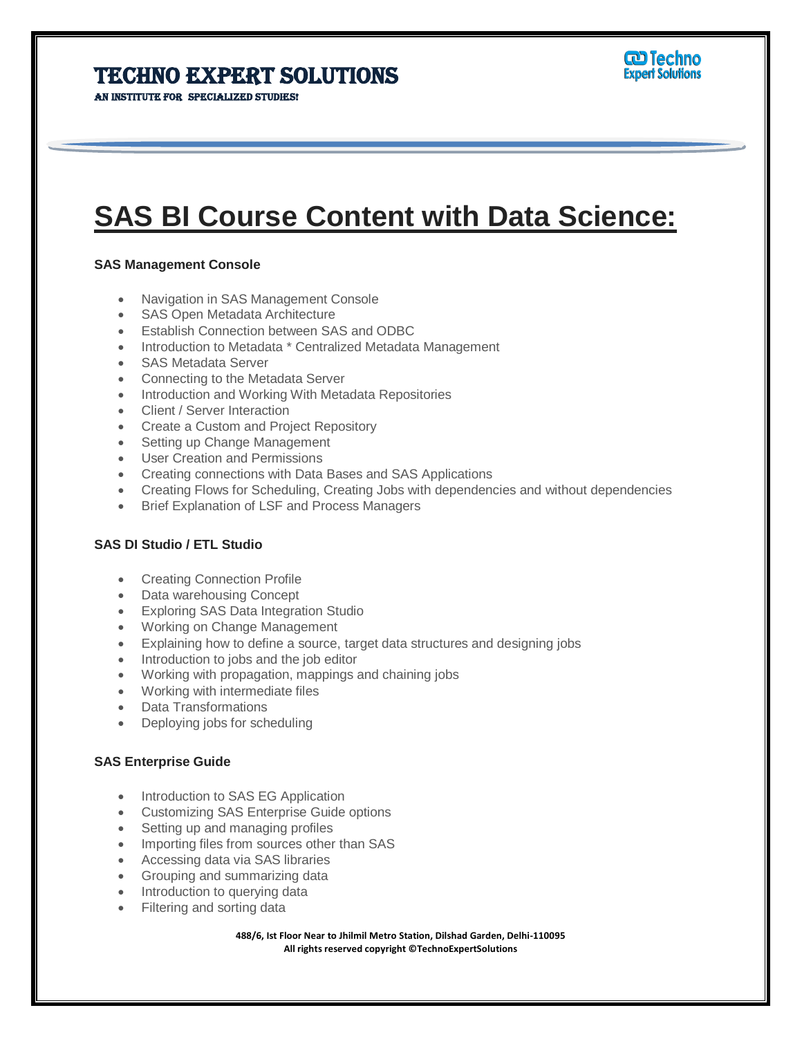# SAS BI Course Content with Data Science:

**SAS Management Console**

- Navigation in SAS Management Console
- SAS Open Metadata Architecture
- Establish Connection between SAS and ODBC
- Introduction to Metadata * Centralized Metadata Management
- SAS Metadata Server
- Connecting to the Metadata Server
- Introduction and Working With Metadata Repositories
- Client / Server Interaction
- Create a Custom and Project Repository
- Setting up Change Management
- User Creation and Permissions
- Creating connections with Data Bases and SAS Applications
- Creating Flows for Scheduling, Creating Jobs with dependencies and without dependencies
- Brief Explanation of LSF and Process Managers

**SAS DI Studio / ETL Studio**

- Creating Connection Profile
- Data warehousing Concept
- Exploring SAS Data Integration Studio
- Working on Change Management
- Explaining how to define a source, target data structures and designing jobs
- Introduction to jobs and the job editor
- Working with propagation, mappings and chaining jobs
- Working with intermediate files
- Data Transformations
- Deploying jobs for scheduling

**SAS Enterprise Guide**

- Introduction to SAS EG Application
- Customizing SAS Enterprise Guide options
- Setting up and managing profiles
- Importing files from sources other than SAS
- Accessing data via SAS libraries
- Grouping and summarizing data
- Introduction to querying data
- Filtering and sorting data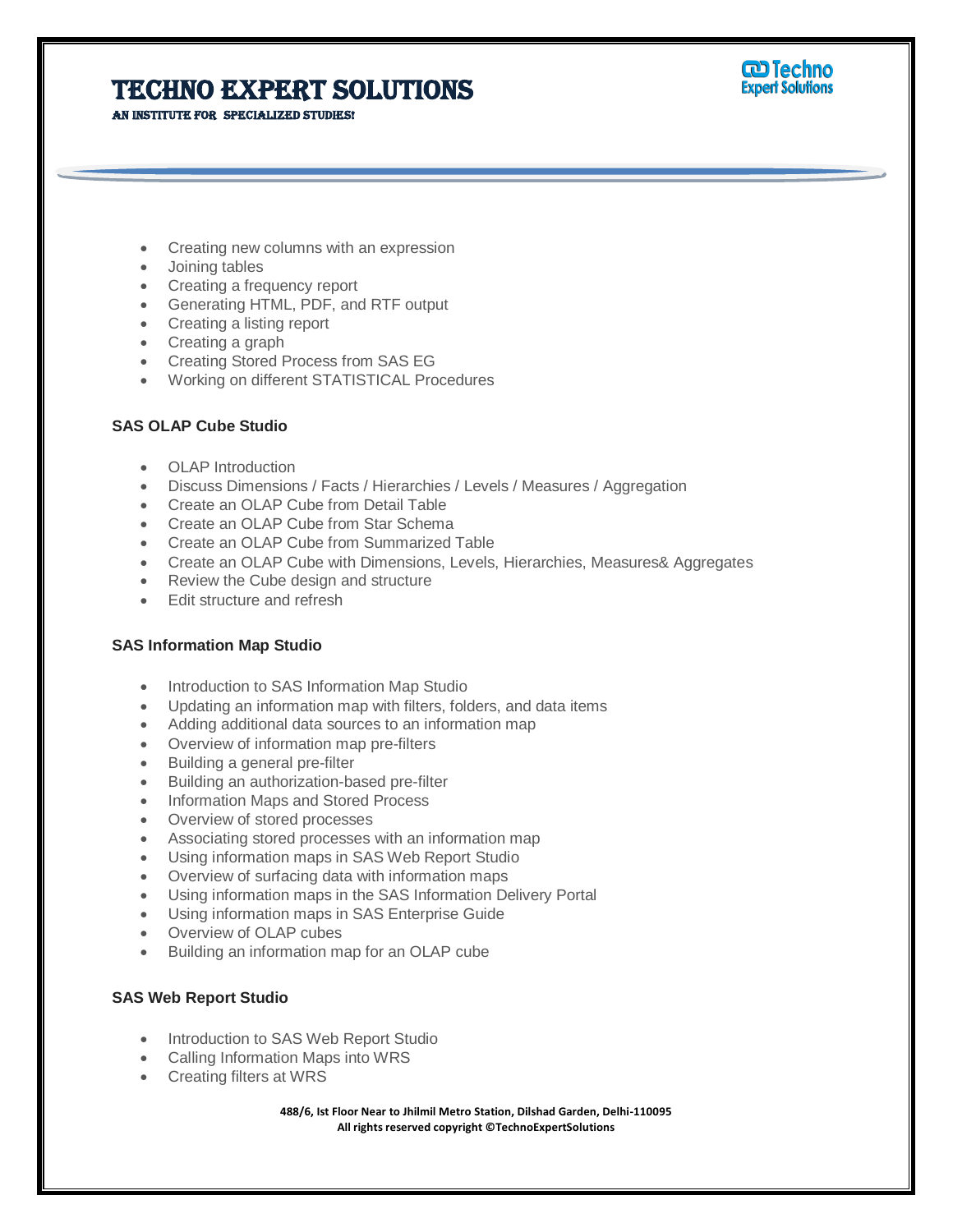- Creating new columns with an expression
- Joining tables
- Creating a frequency report
- Generating HTML, PDF, and RTF output
- Creating a listing report
- Creating a graph
- Creating Stored Process from SAS EG
- Working on different STATISTICAL Procedures

**SAS OLAP Cube Studio**

- OLAP Introduction
- Discuss Dimensions / Facts / Hierarchies / Levels / Measures / Aggregation
- Create an OLAP Cube from Detail Table
- Create an OLAP Cube from Star Schema
- Create an OLAP Cube from Summarized Table
- Create an OLAP Cube with Dimensions, Levels, Hierarchies, Measures& Aggregates
- Review the Cube design and structure
- Edit structure and refresh

**SAS Information Map Studio**

- Introduction to SAS Information Map Studio
- Updating an information map with filters, folders, and data items
- Adding additional data sources to an information map
- Overview of information map pre-filters
- Building a general pre-filter
- Building an authorization-based pre-filter
- Information Maps and Stored Process
- Overview of stored processes
- Associating stored processes with an information map
- Using information maps in SAS Web Report Studio
- Overview of surfacing data with information maps
- Using information maps in the SAS Information Delivery Portal
- Using information maps in SAS Enterprise Guide
- Overview of OLAP cubes
- Building an information map for an OLAP cube

**SAS Web Report Studio**

- Introduction to SAS Web Report Studio
- Calling Information Maps into WRS
- Creating filters at WRS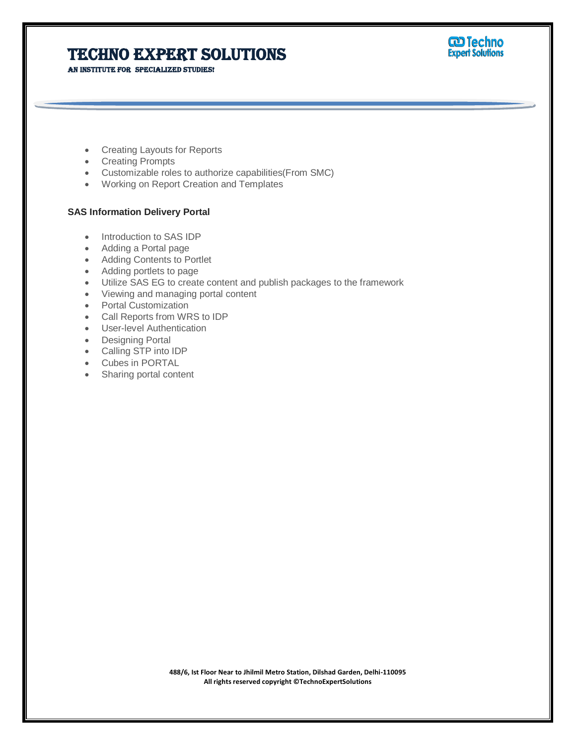- Creating Layouts for Reports
- Creating Prompts
- Customizable roles to authorize capabilities(From SMC)
- Working on Report Creation and Templates

**SAS Information Delivery Portal**

- Introduction to SAS IDP
- Adding a Portal page
- Adding Contents to Portlet
- Adding portlets to page
- Utilize SAS EG to create content and publish packages to the framework
- Viewing and managing portal content
- Portal Customization
- Call Reports from WRS to IDP
- User-level Authentication
- Designing Portal
- Calling STP into IDP
- Cubes in PORTAL
- Sharing portal content